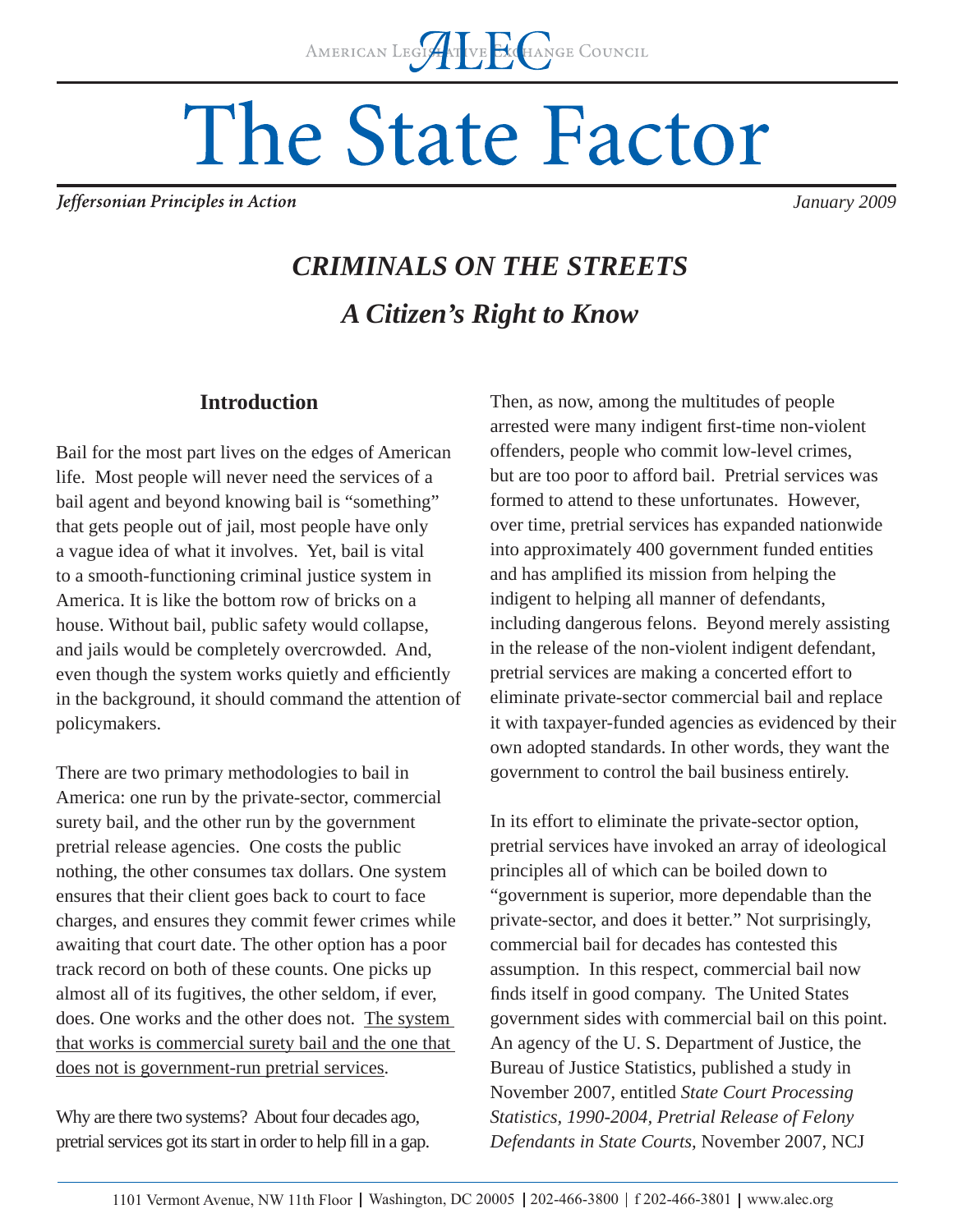AMERICAN LEGISLATIVE EXCHANGE COUNCIL

# The State Factor

*Jeffersonian Principles in Action* *January 2009*

## *CRIMINALS ON THE STREETS*

### *A Citizen's Right to Know*

### Introduction

Bail for the most part lives on the edges of American life. Most people will never need the services of a bail agent and beyond knowing bail is "something" that gets people out of jail, most people have only a vague idea of what it involves. Yet, bail is vital to a smooth-functioning criminal justice system in America. It is like the bottom row of bricks on a house. Without bail, public safety would collapse, and jails would be completely overcrowded. And, even though the system works quietly and efficiently in the background, it should command the attention of policymakers.

There are two primary methodologies to bail in America: one run by the private-sector, commercial surety bail, and the other run by the government pretrial release agencies. One costs the public nothing, the other consumes tax dollars. One system ensures that their client goes back to court to face charges, and ensures they commit fewer crimes while awaiting that court date. The other option has a poor track record on both of these counts. One picks up almost all of its fugitives, the other seldom, if ever, does. One works and the other does not. <u>The system that works is commercial surety bail and the one that does not is government-run pretrial services</u>.

Why are there two systems? About four decades ago, pretrial services got its start in order to help fill in a gap. Then, as now, among the multitudes of people arrested were many indigent first-time non-violent offenders, people who commit low-level crimes, but are too poor to afford bail. Pretrial services was formed to attend to these unfortunates. However, over time, pretrial services has expanded nationwide into approximately 400 government funded entities and has amplified its mission from helping the indigent to helping all manner of defendants, including dangerous felons. Beyond merely assisting in the release of the non-violent indigent defendant, pretrial services are making a concerted effort to eliminate private-sector commercial bail and replace it with taxpayer-funded agencies as evidenced by their own adopted standards. In other words, they want the government to control the bail business entirely.

In its effort to eliminate the private-sector option, pretrial services have invoked an array of ideological principles all of which can be boiled down to "government is superior, more dependable than the private-sector, and does it better." Not surprisingly, commercial bail for decades has contested this assumption. In this respect, commercial bail now finds itself in good company. The United States government sides with commercial bail on this point. An agency of the U. S. Department of Justice, the Bureau of Justice Statistics, published a study in November 2007, entitled *State Court Processing Statistics, 1990-2004, Pretrial Release of Felony Defendants in State Courts,* November 2007, NCJ

1101 Vermont Avenue, NW 11th Floor | Washington, DC 20005 | 202-466-3800 | f 202-466-3801 | www.alec.org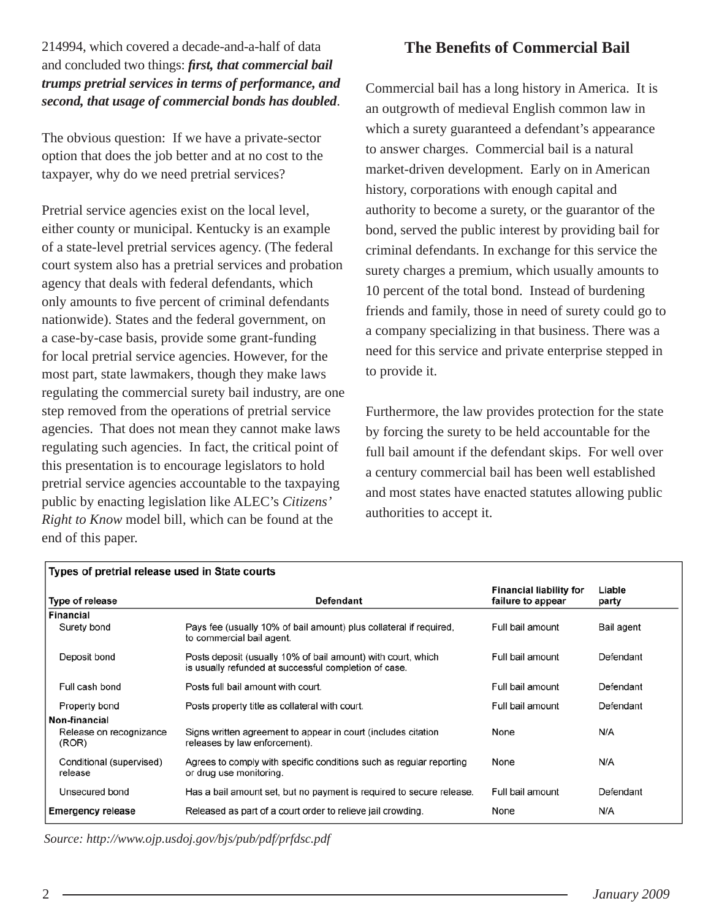214994, which covered a decade-and-a-half of data and concluded two things: ***first, that commercial bail trumps pretrial services in terms of performance, and second, that usage of commercial bonds has doubled***.

The obvious question: If we have a private-sector option that does the job better and at no cost to the taxpayer, why do we need pretrial services?

Pretrial service agencies exist on the local level, either county or municipal. Kentucky is an example of a state-level pretrial services agency. (The federal court system also has a pretrial services and probation agency that deals with federal defendants, which only amounts to five percent of criminal defendants nationwide). States and the federal government, on a case-by-case basis, provide some grant-funding for local pretrial service agencies. However, for the most part, state lawmakers, though they make laws regulating the commercial surety bail industry, are one step removed from the operations of pretrial service agencies. That does not mean they cannot make laws regulating such agencies. In fact, the critical point of this presentation is to encourage legislators to hold pretrial service agencies accountable to the taxpaying public by enacting legislation like ALEC's *Citizens' Right to Know* model bill, which can be found at the end of this paper.

## The Benefits of Commercial Bail

Commercial bail has a long history in America. It is an outgrowth of medieval English common law in which a surety guaranteed a defendant's appearance to answer charges. Commercial bail is a natural market-driven development. Early on in American history, corporations with enough capital and authority to become a surety, or the guarantor of the bond, served the public interest by providing bail for criminal defendants. In exchange for this service the surety charges a premium, which usually amounts to 10 percent of the total bond. Instead of burdening friends and family, those in need of surety could go to a company specializing in that business. There was a need for this service and private enterprise stepped in to provide it.

Furthermore, the law provides protection for the state by forcing the surety to be held accountable for the full bail amount if the defendant skips. For well over a century commercial bail has been well established and most states have enacted statutes allowing public authorities to accept it.

**Types of pretrial release used in State courts**

| Type of release | Defendant | Financial liability for failure to appear | Liable party |
|---|---|---|---|
| **Financial** | | | |
| Surety bond | Pays fee (usually 10% of bail amount) plus collateral if required, to commercial bail agent. | Full bail amount | Bail agent |
| Deposit bond | Posts deposit (usually 10% of bail amount) with court, which is usually refunded at successful completion of case. | Full bail amount | Defendant |
| Full cash bond | Posts full bail amount with court. | Full bail amount | Defendant |
| Property bond | Posts property title as collateral with court. | Full bail amount | Defendant |
| **Non-financial** | | | |
| Release on recognizance (ROR) | Signs written agreement to appear in court (includes citation releases by law enforcement). | None | N/A |
| Conditional (supervised) release | Agrees to comply with specific conditions such as regular reporting or drug use monitoring. | None | N/A |
| Unsecured bond | Has a bail amount set, but no payment is required to secure release. | Full bail amount | Defendant |
| **Emergency release** | Released as part of a court order to relieve jail crowding. | None | N/A |

*Source: http://www.ojp.usdoj.gov/bjs/pub/pdf/prfdsc.pdf*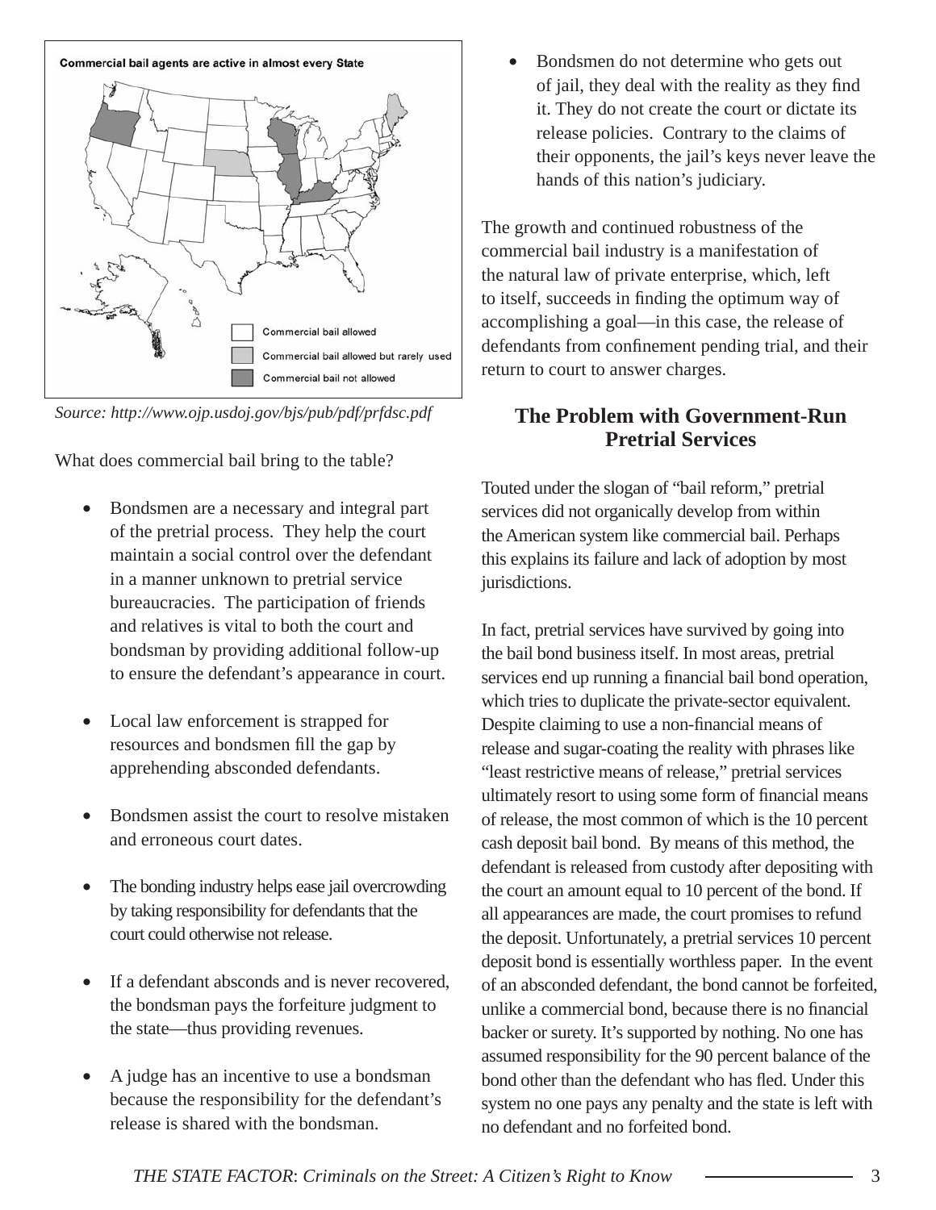Commercial bail agents are active in almost every State

Commercial bail allowed

Commercial bail allowed but rarely used

Commercial bail not allowed

*Source: http://www.ojp.usdoj.gov/bjs/pub/pdf/prfdsc.pdf*

What does commercial bail bring to the table?

- Bondsmen are a necessary and integral part of the pretrial process. They help the court maintain a social control over the defendant in a manner unknown to pretrial service bureaucracies. The participation of friends and relatives is vital to both the court and bondsman by providing additional follow-up to ensure the defendant's appearance in court.

- Local law enforcement is strapped for resources and bondsmen fill the gap by apprehending absconded defendants.

- Bondsmen assist the court to resolve mistaken and erroneous court dates.

- The bonding industry helps ease jail overcrowding by taking responsibility for defendants that the court could otherwise not release.

- If a defendant absconds and is never recovered, the bondsman pays the forfeiture judgment to the state—thus providing revenues.

- A judge has an incentive to use a bondsman because the responsibility for the defendant's release is shared with the bondsman.

- Bondsmen do not determine who gets out of jail, they deal with the reality as they find it. They do not create the court or dictate its release policies. Contrary to the claims of their opponents, the jail's keys never leave the hands of this nation's judiciary.

The growth and continued robustness of the commercial bail industry is a manifestation of the natural law of private enterprise, which, left to itself, succeeds in finding the optimum way of accomplishing a goal—in this case, the release of defendants from confinement pending trial, and their return to court to answer charges.

## The Problem with Government-Run Pretrial Services

Touted under the slogan of "bail reform," pretrial services did not organically develop from within the American system like commercial bail. Perhaps this explains its failure and lack of adoption by most jurisdictions.

In fact, pretrial services have survived by going into the bail bond business itself. In most areas, pretrial services end up running a financial bail bond operation, which tries to duplicate the private-sector equivalent. Despite claiming to use a non-financial means of release and sugar-coating the reality with phrases like "least restrictive means of release," pretrial services ultimately resort to using some form of financial means of release, the most common of which is the 10 percent cash deposit bail bond. By means of this method, the defendant is released from custody after depositing with the court an amount equal to 10 percent of the bond. If all appearances are made, the court promises to refund the deposit. Unfortunately, a pretrial services 10 percent deposit bond is essentially worthless paper. In the event of an absconded defendant, the bond cannot be forfeited, unlike a commercial bond, because there is no financial backer or surety. It's supported by nothing. No one has assumed responsibility for the 90 percent balance of the bond other than the defendant who has fled. Under this system no one pays any penalty and the state is left with no defendant and no forfeited bond.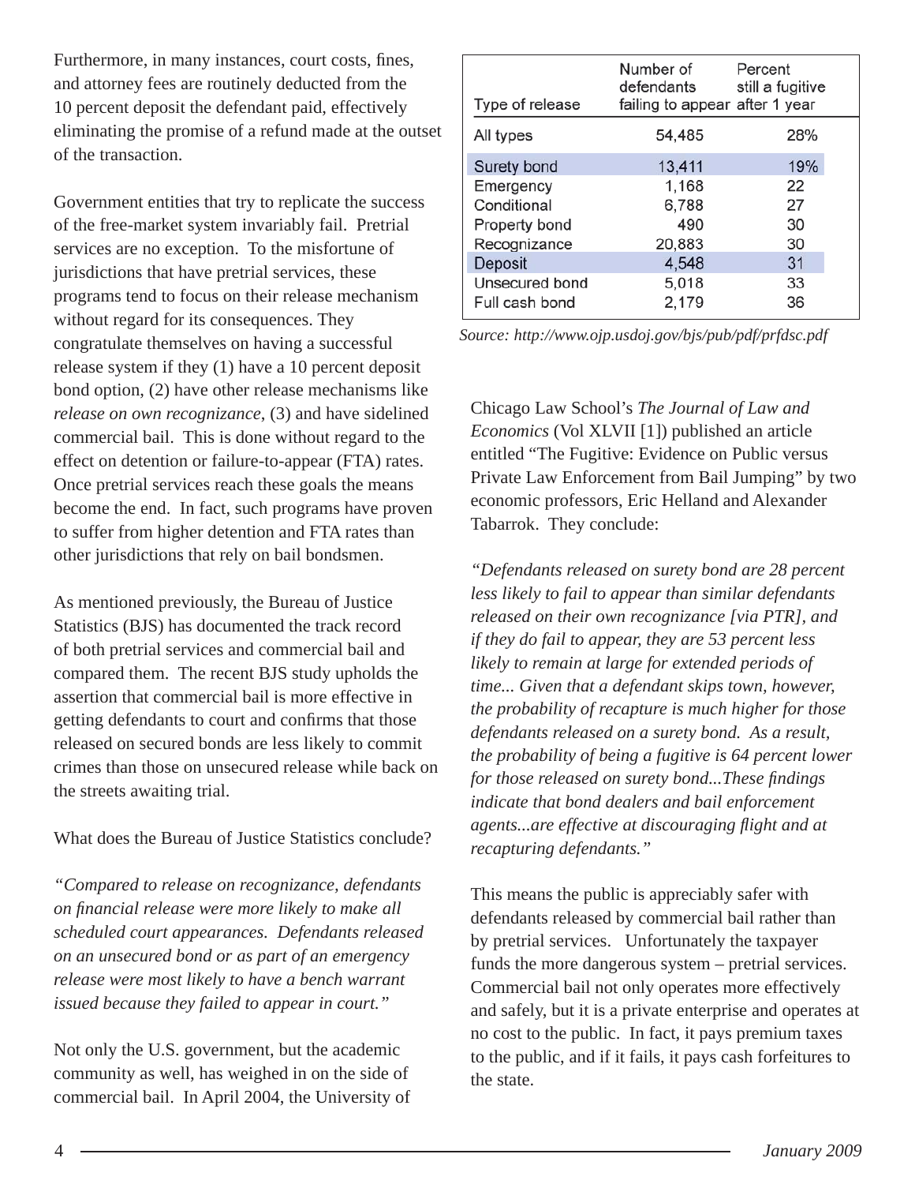Furthermore, in many instances, court costs, fines, and attorney fees are routinely deducted from the 10 percent deposit the defendant paid, effectively eliminating the promise of a refund made at the outset of the transaction.

Government entities that try to replicate the success of the free-market system invariably fail. Pretrial services are no exception. To the misfortune of jurisdictions that have pretrial services, these programs tend to focus on their release mechanism without regard for its consequences. They congratulate themselves on having a successful release system if they (1) have a 10 percent deposit bond option, (2) have other release mechanisms like *release on own recognizance*, (3) and have sidelined commercial bail. This is done without regard to the effect on detention or failure-to-appear (FTA) rates. Once pretrial services reach these goals the means become the end. In fact, such programs have proven to suffer from higher detention and FTA rates than other jurisdictions that rely on bail bondsmen.

As mentioned previously, the Bureau of Justice Statistics (BJS) has documented the track record of both pretrial services and commercial bail and compared them. The recent BJS study upholds the assertion that commercial bail is more effective in getting defendants to court and confirms that those released on secured bonds are less likely to commit crimes than those on unsecured release while back on the streets awaiting trial.

What does the Bureau of Justice Statistics conclude?

*"Compared to release on recognizance, defendants on financial release were more likely to make all scheduled court appearances. Defendants released on an unsecured bond or as part of an emergency release were most likely to have a bench warrant issued because they failed to appear in court."*

Not only the U.S. government, but the academic community as well, has weighed in on the side of commercial bail. In April 2004, the University of Chicago Law School's *The Journal of Law and Economics* (Vol XLVII [1]) published an article entitled "The Fugitive: Evidence on Public versus Private Law Enforcement from Bail Jumping" by two economic professors, Eric Helland and Alexander Tabarrok. They conclude:

| Type of release | Number of defendants failing to appear | Percent still a fugitive after 1 year |
|---|---|---|
| All types | 54,485 | 28% |
| Surety bond | 13,411 | 19% |
| Emergency | 1,168 | 22 |
| Conditional | 6,788 | 27 |
| Property bond | 490 | 30 |
| Recognizance | 20,883 | 30 |
| Deposit | 4,548 | 31 |
| Unsecured bond | 5,018 | 33 |
| Full cash bond | 2,179 | 36 |

*Source: http://www.ojp.usdoj.gov/bjs/pub/pdf/prfdsc.pdf*

*"Defendants released on surety bond are 28 percent less likely to fail to appear than similar defendants released on their own recognizance [via PTR], and if they do fail to appear, they are 53 percent less likely to remain at large for extended periods of time... Given that a defendant skips town, however, the probability of recapture is much higher for those defendants released on a surety bond. As a result, the probability of being a fugitive is 64 percent lower for those released on surety bond...These findings indicate that bond dealers and bail enforcement agents...are effective at discouraging flight and at recapturing defendants."*

This means the public is appreciably safer with defendants released by commercial bail rather than by pretrial services. Unfortunately the taxpayer funds the more dangerous system – pretrial services. Commercial bail not only operates more effectively and safely, but it is a private enterprise and operates at no cost to the public. In fact, it pays premium taxes to the public, and if it fails, it pays cash forfeitures to the state.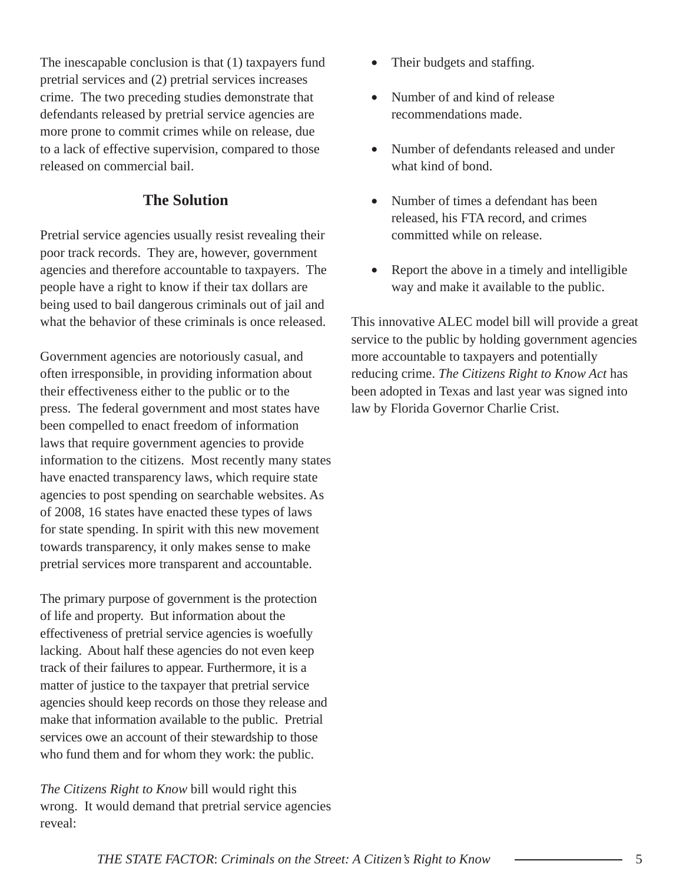The inescapable conclusion is that (1) taxpayers fund pretrial services and (2) pretrial services increases crime. The two preceding studies demonstrate that defendants released by pretrial service agencies are more prone to commit crimes while on release, due to a lack of effective supervision, compared to those released on commercial bail.

## The Solution

Pretrial service agencies usually resist revealing their poor track records. They are, however, government agencies and therefore accountable to taxpayers. The people have a right to know if their tax dollars are being used to bail dangerous criminals out of jail and what the behavior of these criminals is once released.

Government agencies are notoriously casual, and often irresponsible, in providing information about their effectiveness either to the public or to the press. The federal government and most states have been compelled to enact freedom of information laws that require government agencies to provide information to the citizens. Most recently many states have enacted transparency laws, which require state agencies to post spending on searchable websites. As of 2008, 16 states have enacted these types of laws for state spending. In spirit with this new movement towards transparency, it only makes sense to make pretrial services more transparent and accountable.

The primary purpose of government is the protection of life and property. But information about the effectiveness of pretrial service agencies is woefully lacking. About half these agencies do not even keep track of their failures to appear. Furthermore, it is a matter of justice to the taxpayer that pretrial service agencies should keep records on those they release and make that information available to the public. Pretrial services owe an account of their stewardship to those who fund them and for whom they work: the public.

*The Citizens Right to Know* bill would right this wrong. It would demand that pretrial service agencies reveal:

- Their budgets and staffing.
- Number of and kind of release recommendations made.
- Number of defendants released and under what kind of bond.
- Number of times a defendant has been released, his FTA record, and crimes committed while on release.
- Report the above in a timely and intelligible way and make it available to the public.

This innovative ALEC model bill will provide a great service to the public by holding government agencies more accountable to taxpayers and potentially reducing crime. *The Citizens Right to Know Act* has been adopted in Texas and last year was signed into law by Florida Governor Charlie Crist.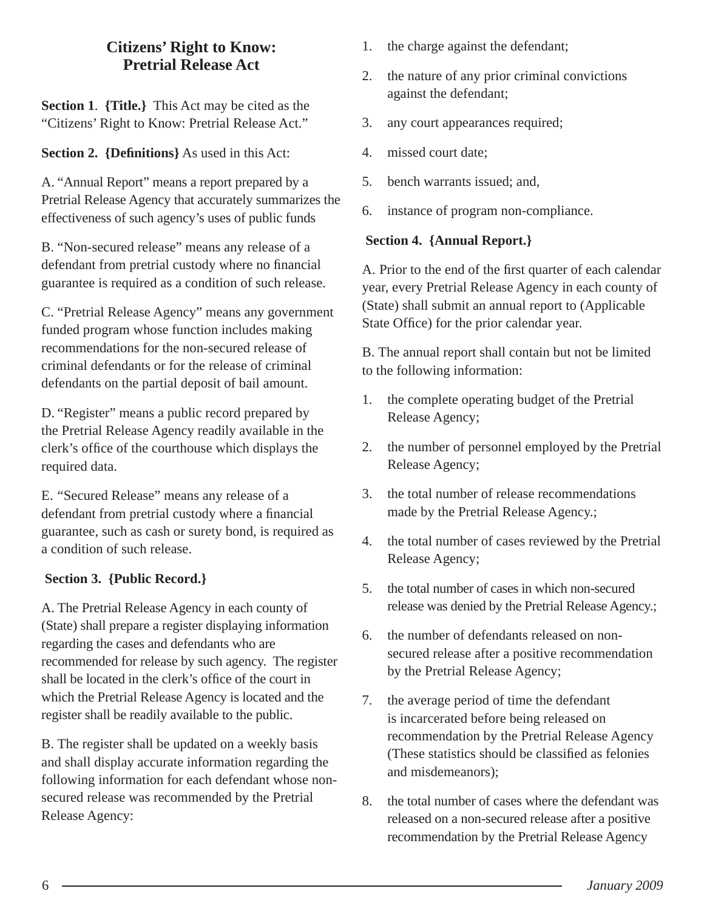## Citizens' Right to Know: Pretrial Release Act

**Section 1**. **{Title.}** This Act may be cited as the "Citizens' Right to Know: Pretrial Release Act."

**Section 2. {Definitions}** As used in this Act:

A. "Annual Report" means a report prepared by a Pretrial Release Agency that accurately summarizes the effectiveness of such agency's uses of public funds

B. "Non-secured release" means any release of a defendant from pretrial custody where no financial guarantee is required as a condition of such release.

C. "Pretrial Release Agency" means any government funded program whose function includes making recommendations for the non-secured release of criminal defendants or for the release of criminal defendants on the partial deposit of bail amount.

D. "Register" means a public record prepared by the Pretrial Release Agency readily available in the clerk's office of the courthouse which displays the required data.

E. "Secured Release" means any release of a defendant from pretrial custody where a financial guarantee, such as cash or surety bond, is required as a condition of such release.

**Section 3. {Public Record.}**

A. The Pretrial Release Agency in each county of (State) shall prepare a register displaying information regarding the cases and defendants who are recommended for release by such agency. The register shall be located in the clerk's office of the court in which the Pretrial Release Agency is located and the register shall be readily available to the public.

B. The register shall be updated on a weekly basis and shall display accurate information regarding the following information for each defendant whose non-secured release was recommended by the Pretrial Release Agency:

1. the charge against the defendant;
2. the nature of any prior criminal convictions against the defendant;
3. any court appearances required;
4. missed court date;
5. bench warrants issued; and,
6. instance of program non-compliance.

**Section 4. {Annual Report.}**

A. Prior to the end of the first quarter of each calendar year, every Pretrial Release Agency in each county of (State) shall submit an annual report to (Applicable State Office) for the prior calendar year.

B. The annual report shall contain but not be limited to the following information:

1. the complete operating budget of the Pretrial Release Agency;
2. the number of personnel employed by the Pretrial Release Agency;
3. the total number of release recommendations made by the Pretrial Release Agency.;
4. the total number of cases reviewed by the Pretrial Release Agency;
5. the total number of cases in which non-secured release was denied by the Pretrial Release Agency.;
6. the number of defendants released on non-secured release after a positive recommendation by the Pretrial Release Agency;
7. the average period of time the defendant is incarcerated before being released on recommendation by the Pretrial Release Agency (These statistics should be classified as felonies and misdemeanors);
8. the total number of cases where the defendant was released on a non-secured release after a positive recommendation by the Pretrial Release Agency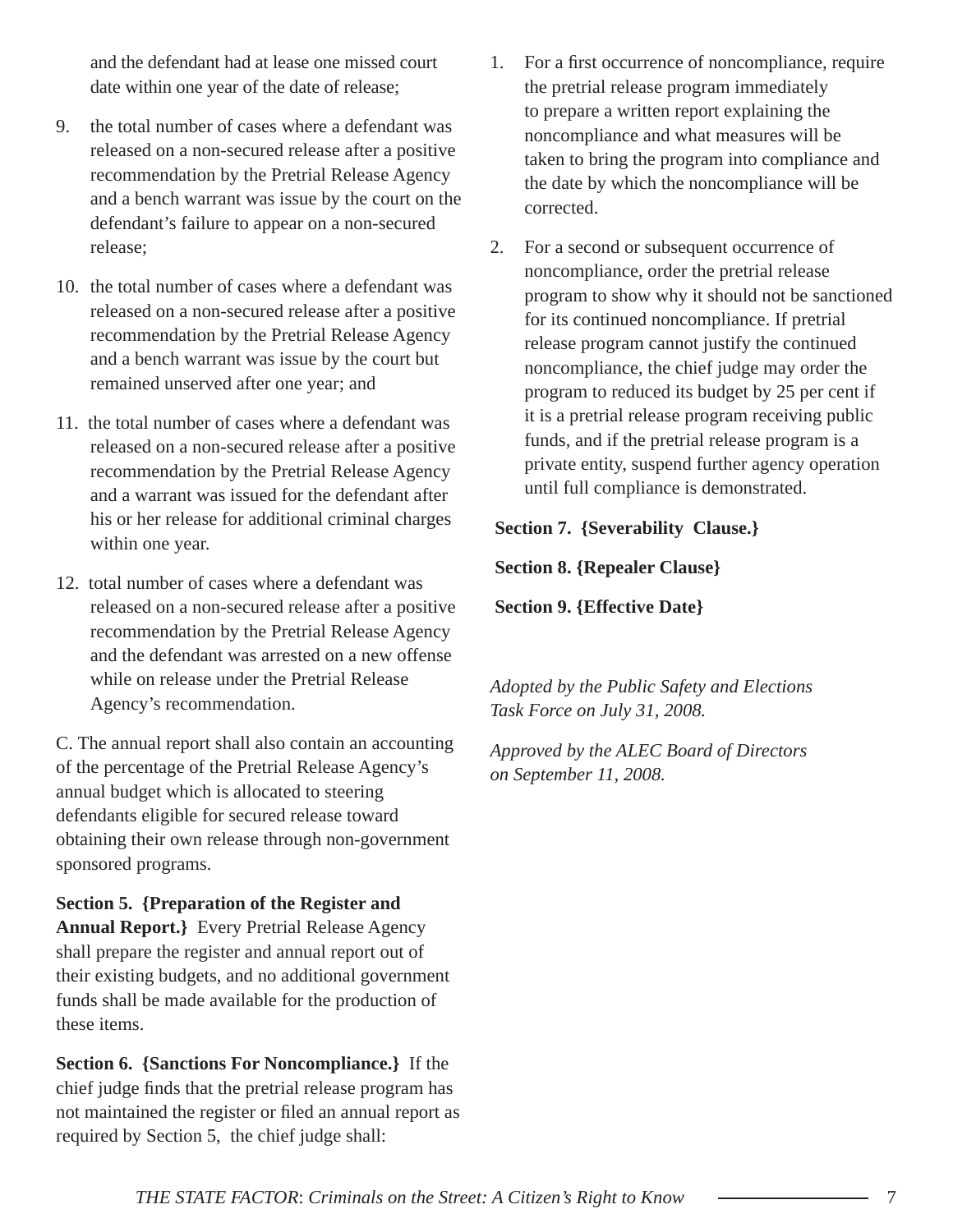and the defendant had at lease one missed court date within one year of the date of release;

9. the total number of cases where a defendant was released on a non-secured release after a positive recommendation by the Pretrial Release Agency and a bench warrant was issue by the court on the defendant's failure to appear on a non-secured release;

10. the total number of cases where a defendant was released on a non-secured release after a positive recommendation by the Pretrial Release Agency and a bench warrant was issue by the court but remained unserved after one year; and

11. the total number of cases where a defendant was released on a non-secured release after a positive recommendation by the Pretrial Release Agency and a warrant was issued for the defendant after his or her release for additional criminal charges within one year.

12. total number of cases where a defendant was released on a non-secured release after a positive recommendation by the Pretrial Release Agency and the defendant was arrested on a new offense while on release under the Pretrial Release Agency's recommendation.

C. The annual report shall also contain an accounting of the percentage of the Pretrial Release Agency's annual budget which is allocated to steering defendants eligible for secured release toward obtaining their own release through non-government sponsored programs.

**Section 5. {Preparation of the Register and Annual Report.}** Every Pretrial Release Agency shall prepare the register and annual report out of their existing budgets, and no additional government funds shall be made available for the production of these items.

**Section 6. {Sanctions For Noncompliance.}** If the chief judge finds that the pretrial release program has not maintained the register or filed an annual report as required by Section 5, the chief judge shall:

1. For a first occurrence of noncompliance, require the pretrial release program immediately to prepare a written report explaining the noncompliance and what measures will be taken to bring the program into compliance and the date by which the noncompliance will be corrected.

2. For a second or subsequent occurrence of noncompliance, order the pretrial release program to show why it should not be sanctioned for its continued noncompliance. If pretrial release program cannot justify the continued noncompliance, the chief judge may order the program to reduced its budget by 25 per cent if it is a pretrial release program receiving public funds, and if the pretrial release program is a private entity, suspend further agency operation until full compliance is demonstrated.

**Section 7. {Severability Clause.}**

**Section 8. {Repealer Clause}**

**Section 9. {Effective Date}**

*Adopted by the Public Safety and Elections Task Force on July 31, 2008.*

*Approved by the ALEC Board of Directors on September 11, 2008.*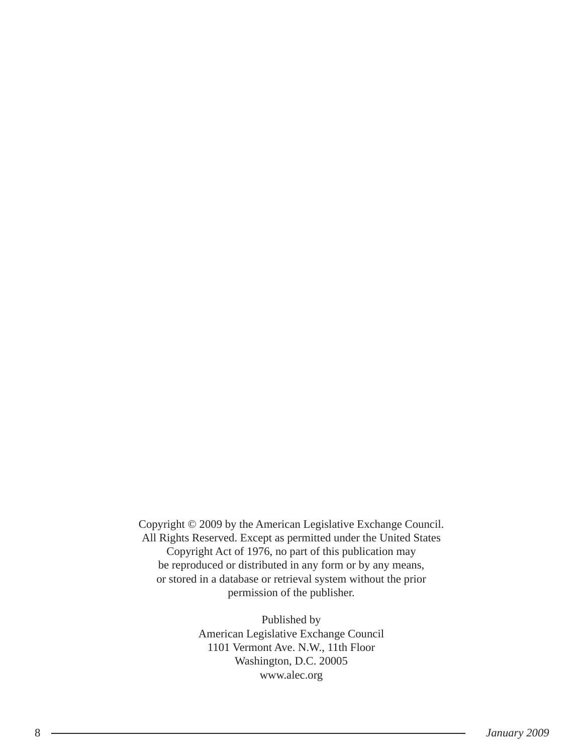Copyright © 2009 by the American Legislative Exchange Council.
All Rights Reserved. Except as permitted under the United States
Copyright Act of 1976, no part of this publication may
be reproduced or distributed in any form or by any means,
or stored in a database or retrieval system without the prior
permission of the publisher.

Published by
American Legislative Exchange Council
1101 Vermont Ave. N.W., 11th Floor
Washington, D.C. 20005
www.alec.org